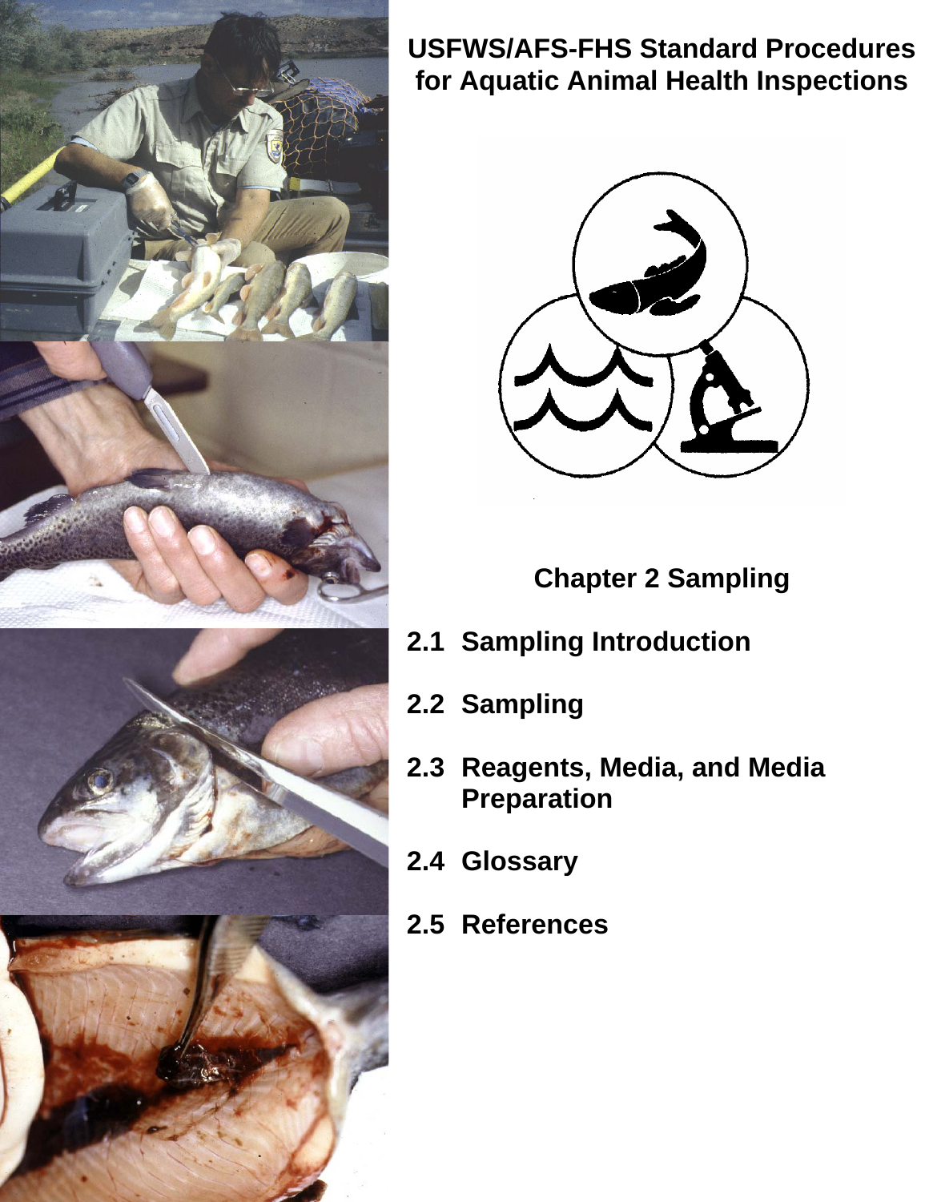# USFWS/AFS-FHS Standard Procedures for Aquatic Animal Health Inspections

## Chapter 2 Sampling

**2.1 Sampling Introduction**

**2.2 Sampling**

**2.3 Reagents, Media, and Media Preparation**

**2.4 Glossary**

**2.5 References**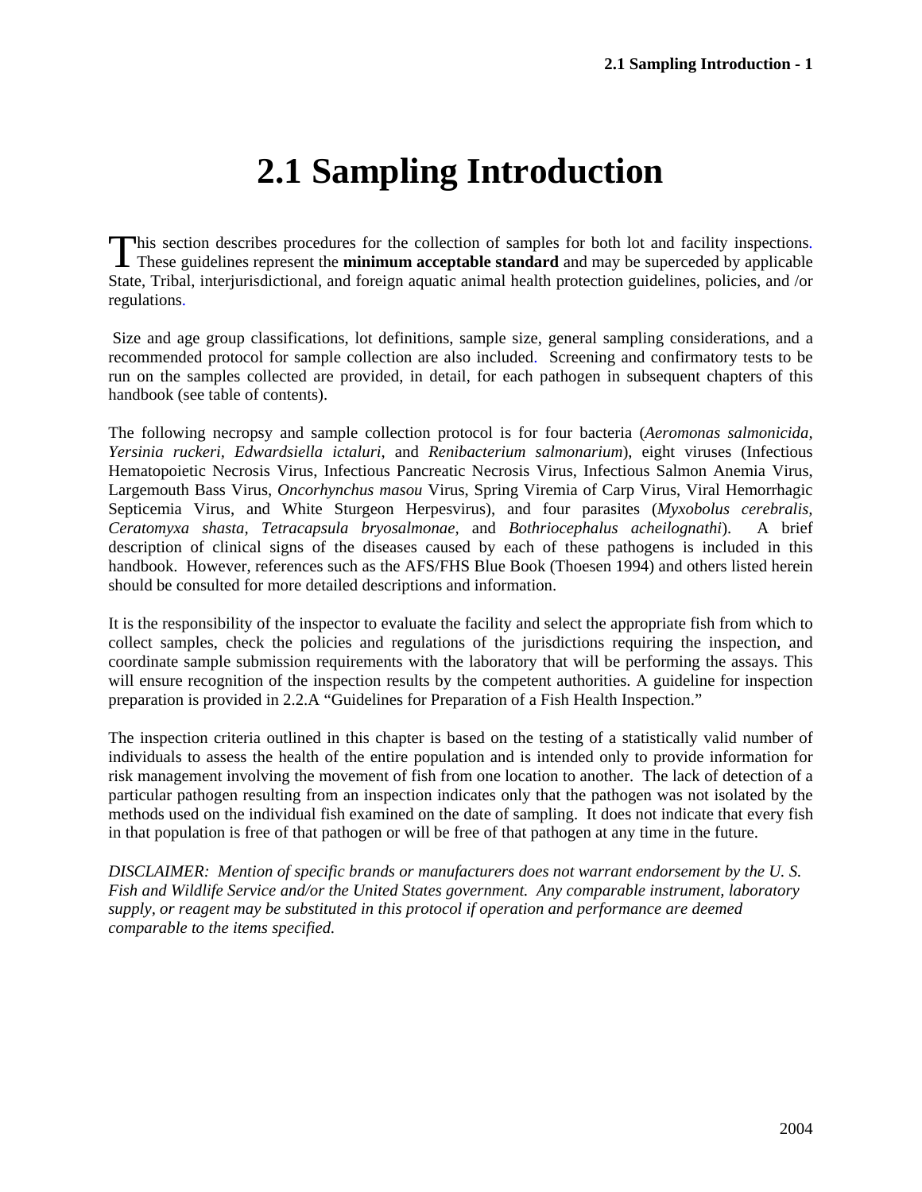# 2.1 Sampling Introduction

This section describes procedures for the collection of samples for both lot and facility inspections. These guidelines represent the **minimum acceptable standard** and may be superceded by applicable State, Tribal, interjurisdictional, and foreign aquatic animal health protection guidelines, policies, and /or regulations.

Size and age group classifications, lot definitions, sample size, general sampling considerations, and a recommended protocol for sample collection are also included. Screening and confirmatory tests to be run on the samples collected are provided, in detail, for each pathogen in subsequent chapters of this handbook (see table of contents).

The following necropsy and sample collection protocol is for four bacteria (*Aeromonas salmonicida, Yersinia ruckeri, Edwardsiella ictaluri,* and *Renibacterium salmonarium*), eight viruses (Infectious Hematopoietic Necrosis Virus, Infectious Pancreatic Necrosis Virus, Infectious Salmon Anemia Virus, Largemouth Bass Virus, *Oncorhynchus masou* Virus, Spring Viremia of Carp Virus, Viral Hemorrhagic Septicemia Virus, and White Sturgeon Herpesvirus), and four parasites (*Myxobolus cerebralis, Ceratomyxa shasta, Tetracapsula bryosalmonae,* and *Bothriocephalus acheilognathi*). A brief description of clinical signs of the diseases caused by each of these pathogens is included in this handbook. However, references such as the AFS/FHS Blue Book (Thoesen 1994) and others listed herein should be consulted for more detailed descriptions and information.

It is the responsibility of the inspector to evaluate the facility and select the appropriate fish from which to collect samples, check the policies and regulations of the jurisdictions requiring the inspection, and coordinate sample submission requirements with the laboratory that will be performing the assays. This will ensure recognition of the inspection results by the competent authorities. A guideline for inspection preparation is provided in 2.2.A "Guidelines for Preparation of a Fish Health Inspection."

The inspection criteria outlined in this chapter is based on the testing of a statistically valid number of individuals to assess the health of the entire population and is intended only to provide information for risk management involving the movement of fish from one location to another. The lack of detection of a particular pathogen resulting from an inspection indicates only that the pathogen was not isolated by the methods used on the individual fish examined on the date of sampling. It does not indicate that every fish in that population is free of that pathogen or will be free of that pathogen at any time in the future.

*DISCLAIMER: Mention of specific brands or manufacturers does not warrant endorsement by the U. S. Fish and Wildlife Service and/or the United States government. Any comparable instrument, laboratory supply, or reagent may be substituted in this protocol if operation and performance are deemed comparable to the items specified.*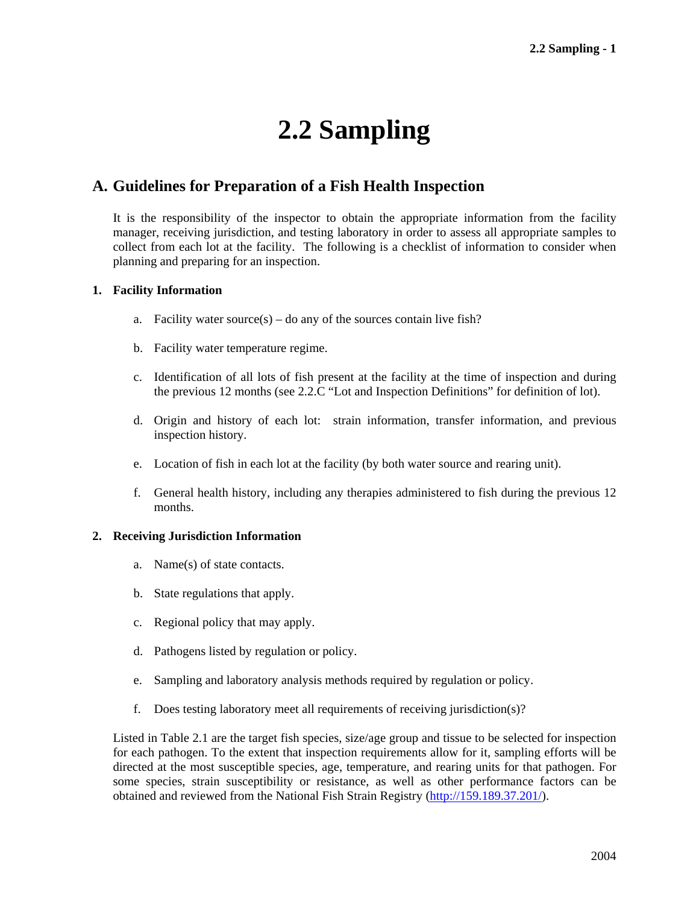# 2.2 Sampling

## A. Guidelines for Preparation of a Fish Health Inspection

It is the responsibility of the inspector to obtain the appropriate information from the facility manager, receiving jurisdiction, and testing laboratory in order to assess all appropriate samples to collect from each lot at the facility. The following is a checklist of information to consider when planning and preparing for an inspection.

### 1. Facility Information

a. Facility water source(s) – do any of the sources contain live fish?

b. Facility water temperature regime.

c. Identification of all lots of fish present at the facility at the time of inspection and during the previous 12 months (see 2.2.C "Lot and Inspection Definitions" for definition of lot).

d. Origin and history of each lot: strain information, transfer information, and previous inspection history.

e. Location of fish in each lot at the facility (by both water source and rearing unit).

f. General health history, including any therapies administered to fish during the previous 12 months.

### 2. Receiving Jurisdiction Information

a. Name(s) of state contacts.

b. State regulations that apply.

c. Regional policy that may apply.

d. Pathogens listed by regulation or policy.

e. Sampling and laboratory analysis methods required by regulation or policy.

f. Does testing laboratory meet all requirements of receiving jurisdiction(s)?

Listed in Table 2.1 are the target fish species, size/age group and tissue to be selected for inspection for each pathogen. To the extent that inspection requirements allow for it, sampling efforts will be directed at the most susceptible species, age, temperature, and rearing units for that pathogen. For some species, strain susceptibility or resistance, as well as other performance factors can be obtained and reviewed from the National Fish Strain Registry (http://159.189.37.201/).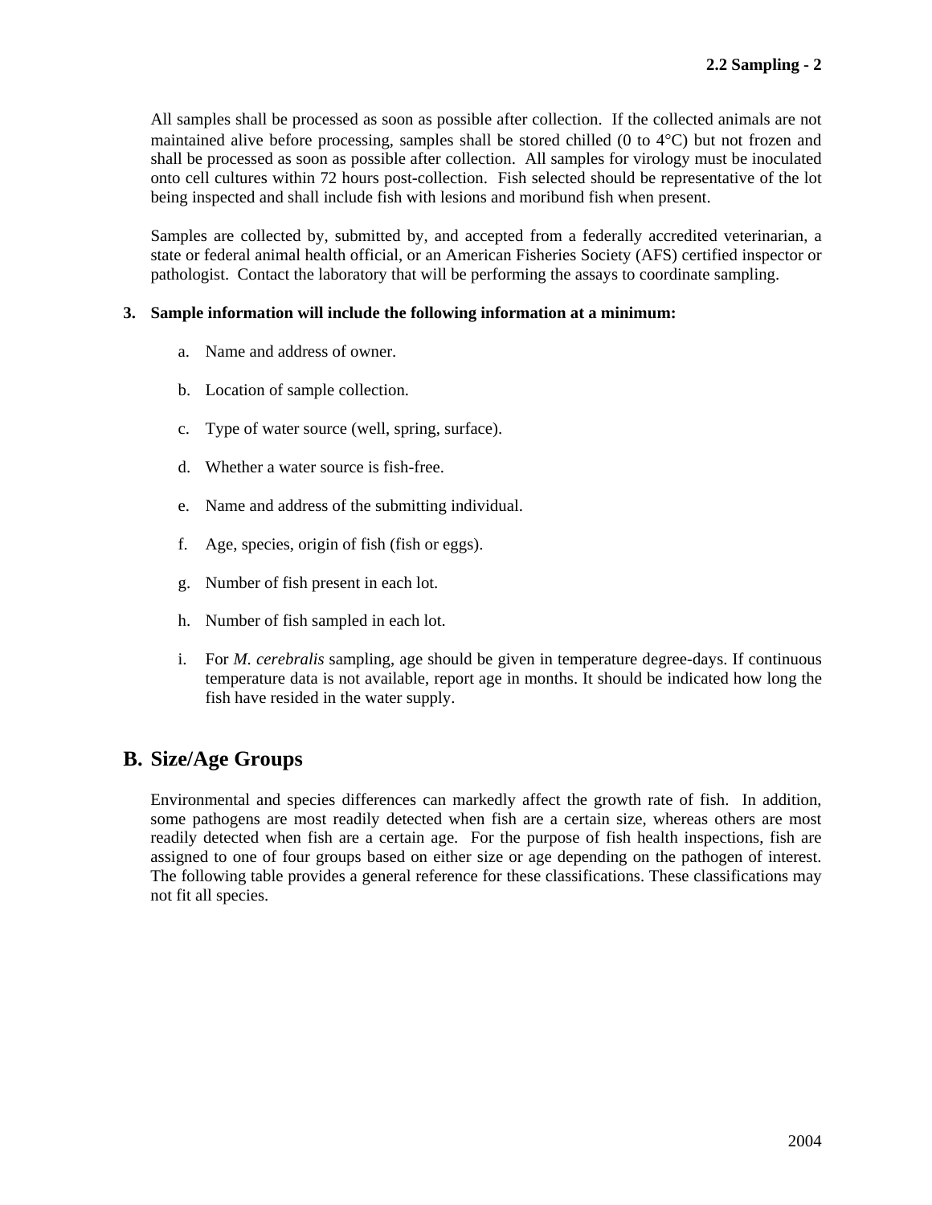All samples shall be processed as soon as possible after collection. If the collected animals are not maintained alive before processing, samples shall be stored chilled (0 to 4°C) but not frozen and shall be processed as soon as possible after collection. All samples for virology must be inoculated onto cell cultures within 72 hours post-collection. Fish selected should be representative of the lot being inspected and shall include fish with lesions and moribund fish when present.

Samples are collected by, submitted by, and accepted from a federally accredited veterinarian, a state or federal animal health official, or an American Fisheries Society (AFS) certified inspector or pathologist. Contact the laboratory that will be performing the assays to coordinate sampling.

**3. Sample information will include the following information at a minimum:**

a. Name and address of owner.

b. Location of sample collection.

c. Type of water source (well, spring, surface).

d. Whether a water source is fish-free.

e. Name and address of the submitting individual.

f. Age, species, origin of fish (fish or eggs).

g. Number of fish present in each lot.

h. Number of fish sampled in each lot.

i. For *M. cerebralis* sampling, age should be given in temperature degree-days. If continuous temperature data is not available, report age in months. It should be indicated how long the fish have resided in the water supply.

## B. Size/Age Groups

Environmental and species differences can markedly affect the growth rate of fish. In addition, some pathogens are most readily detected when fish are a certain size, whereas others are most readily detected when fish are a certain age. For the purpose of fish health inspections, fish are assigned to one of four groups based on either size or age depending on the pathogen of interest. The following table provides a general reference for these classifications. These classifications may not fit all species.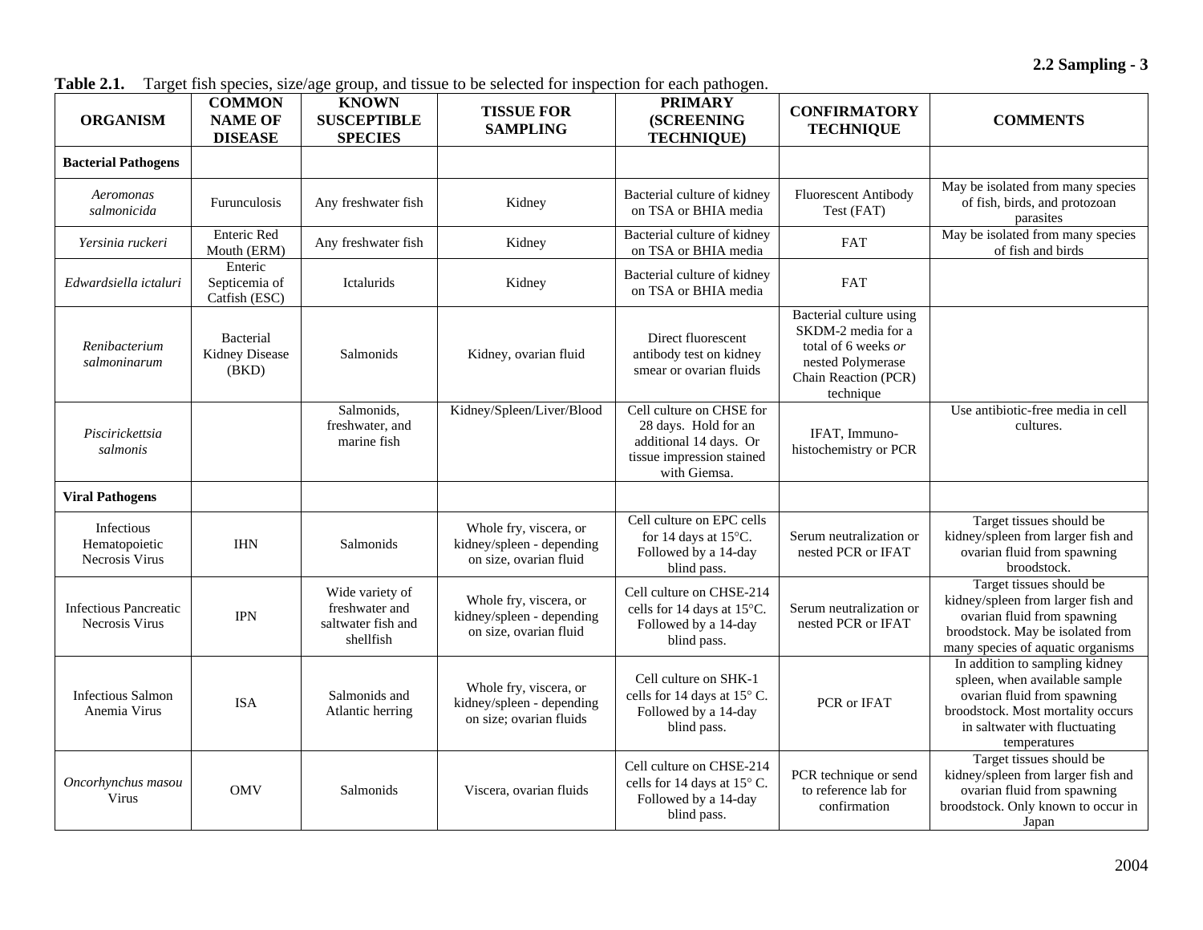**Table 2.1.** Target fish species, size/age group, and tissue to be selected for inspection for each pathogen.

| ORGANISM | COMMON NAME OF DISEASE | KNOWN SUSCEPTIBLE SPECIES | TISSUE FOR SAMPLING | PRIMARY (SCREENING TECHNIQUE) | CONFIRMATORY TECHNIQUE | COMMENTS |
|---|---|---|---|---|---|---|
| **Bacterial Pathogens** | | | | | | |
| *Aeromonas salmonicida* | Furunculosis | Any freshwater fish | Kidney | Bacterial culture of kidney on TSA or BHIA media | Fluorescent Antibody Test (FAT) | May be isolated from many species of fish, birds, and protozoan parasites |
| *Yersinia ruckeri* | Enteric Red Mouth (ERM) | Any freshwater fish | Kidney | Bacterial culture of kidney on TSA or BHIA media | FAT | May be isolated from many species of fish and birds |
| *Edwardsiella ictaluri* | Enteric Septicemia of Catfish (ESC) | Ictalurids | Kidney | Bacterial culture of kidney on TSA or BHIA media | FAT | |
| *Renibacterium salmoninarum* | Bacterial Kidney Disease (BKD) | Salmonids | Kidney, ovarian fluid | Direct fluorescent antibody test on kidney smear or ovarian fluids | Bacterial culture using SKDM-2 media for a total of 6 weeks *or* nested Polymerase Chain Reaction (PCR) technique | |
| *Piscirickettsia salmonis* | | Salmonids, freshwater, and marine fish | Kidney/Spleen/Liver/Blood | Cell culture on CHSE for 28 days. Hold for an additional 14 days. Or tissue impression stained with Giemsa. | IFAT, Immuno-histochemistry or PCR | Use antibiotic-free media in cell cultures. |
| **Viral Pathogens** | | | | | | |
| Infectious Hematopoietic Necrosis Virus | IHN | Salmonids | Whole fry, viscera, or kidney/spleen - depending on size, ovarian fluid | Cell culture on EPC cells for 14 days at 15°C. Followed by a 14-day blind pass. | Serum neutralization or nested PCR or IFAT | Target tissues should be kidney/spleen from larger fish and ovarian fluid from spawning broodstock. |
| Infectious Pancreatic Necrosis Virus | IPN | Wide variety of freshwater and saltwater fish and shellfish | Whole fry, viscera, or kidney/spleen - depending on size, ovarian fluid | Cell culture on CHSE-214 cells for 14 days at 15°C. Followed by a 14-day blind pass. | Serum neutralization or nested PCR or IFAT | Target tissues should be kidney/spleen from larger fish and ovarian fluid from spawning broodstock. May be isolated from many species of aquatic organisms |
| Infectious Salmon Anemia Virus | ISA | Salmonids and Atlantic herring | Whole fry, viscera, or kidney/spleen - depending on size; ovarian fluids | Cell culture on SHK-1 cells for 14 days at 15° C. Followed by a 14-day blind pass. | PCR or IFAT | In addition to sampling kidney spleen, when available sample ovarian fluid from spawning broodstock. Most mortality occurs in saltwater with fluctuating temperatures |
| *Oncorhynchus masou* Virus | OMV | Salmonids | Viscera, ovarian fluids | Cell culture on CHSE-214 cells for 14 days at 15° C. Followed by a 14-day blind pass. | PCR technique or send to reference lab for confirmation | Target tissues should be kidney/spleen from larger fish and ovarian fluid from spawning broodstock. Only known to occur in Japan |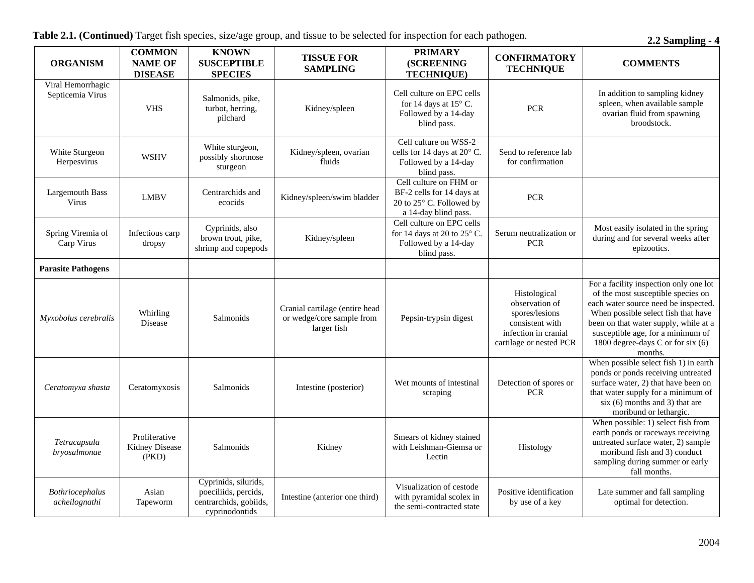**Table 2.1. (Continued)** Target fish species, size/age group, and tissue to be selected for inspection for each pathogen.

| ORGANISM | COMMON NAME OF DISEASE | KNOWN SUSCEPTIBLE SPECIES | TISSUE FOR SAMPLING | PRIMARY (SCREENING TECHNIQUE) | CONFIRMATORY TECHNIQUE | COMMENTS |
|---|---|---|---|---|---|---|
| Viral Hemorrhagic Septicemia Virus | VHS | Salmonids, pike, turbot, herring, pilchard | Kidney/spleen | Cell culture on EPC cells for 14 days at 15° C. Followed by a 14-day blind pass. | PCR | In addition to sampling kidney spleen, when available sample ovarian fluid from spawning broodstock. |
| White Sturgeon Herpesvirus | WSHV | White sturgeon, possibly shortnose sturgeon | Kidney/spleen, ovarian fluids | Cell culture on WSS-2 cells for 14 days at 20° C. Followed by a 14-day blind pass. | Send to reference lab for confirmation | |
| Largemouth Bass Virus | LMBV | Centrarchids and ecocids | Kidney/spleen/swim bladder | Cell culture on FHM or BF-2 cells for 14 days at 20 to 25° C. Followed by a 14-day blind pass. | PCR | |
| Spring Viremia of Carp Virus | Infectious carp dropsy | Cyprinids, also brown trout, pike, shrimp and copepods | Kidney/spleen | Cell culture on EPC cells for 14 days at 20 to 25° C. Followed by a 14-day blind pass. | Serum neutralization or PCR | Most easily isolated in the spring during and for several weeks after epizootics. |
| **Parasite Pathogens** | | | | | | |
| *Myxobolus cerebralis* | Whirling Disease | Salmonids | Cranial cartilage (entire head or wedge/core sample from larger fish | Pepsin-trypsin digest | Histological observation of spores/lesions consistent with infection in cranial cartilage or nested PCR | For a facility inspection only one lot of the most susceptible species on each water source need be inspected. When possible select fish that have been on that water supply, while at a susceptible age, for a minimum of 1800 degree-days C or for six (6) months. |
| *Ceratomyxa shasta* | Ceratomyxosis | Salmonids | Intestine (posterior) | Wet mounts of intestinal scraping | Detection of spores or PCR | When possible select fish 1) in earth ponds or ponds receiving untreated surface water, 2) that have been on that water supply for a minimum of six (6) months and 3) that are moribund or lethargic. |
| *Tetracapsula bryosalmonae* | Proliferative Kidney Disease (PKD) | Salmonids | Kidney | Smears of kidney stained with Leishman-Giemsa or Lectin | Histology | When possible: 1) select fish from earth ponds or raceways receiving untreated surface water, 2) sample moribund fish and 3) conduct sampling during summer or early fall months. |
| *Bothriocephalus acheilognathi* | Asian Tapeworm | Cyprinids, silurids, poeciliids, percids, centrarchids, gobiids, cyprinodontids | Intestine (anterior one third) | Visualization of cestode with pyramidal scolex in the semi-contracted state | Positive identification by use of a key | Late summer and fall sampling optimal for detection. |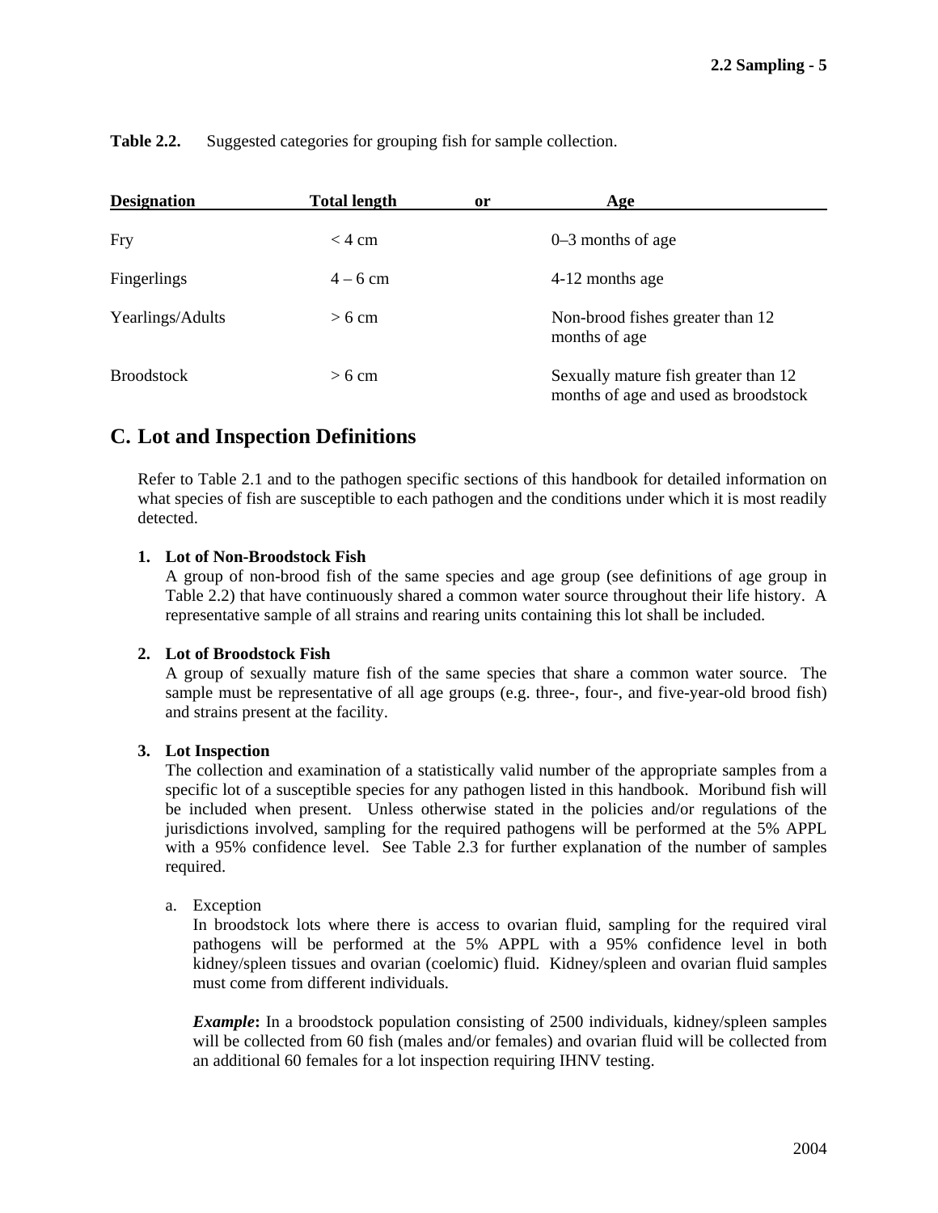**Table 2.2.** Suggested categories for grouping fish for sample collection.

| Designation | Total length | or | Age |
|---|---|---|---|
| Fry | < 4 cm | | 0–3 months of age |
| Fingerlings | 4 – 6 cm | | 4-12 months age |
| Yearlings/Adults | > 6 cm | | Non-brood fishes greater than 12 months of age |
| Broodstock | > 6 cm | | Sexually mature fish greater than 12 months of age and used as broodstock |

## C. Lot and Inspection Definitions

Refer to Table 2.1 and to the pathogen specific sections of this handbook for detailed information on what species of fish are susceptible to each pathogen and the conditions under which it is most readily detected.

1. **Lot of Non-Broodstock Fish**
   A group of non-brood fish of the same species and age group (see definitions of age group in Table 2.2) that have continuously shared a common water source throughout their life history. A representative sample of all strains and rearing units containing this lot shall be included.

2. **Lot of Broodstock Fish**
   A group of sexually mature fish of the same species that share a common water source. The sample must be representative of all age groups (e.g. three-, four-, and five-year-old brood fish) and strains present at the facility.

3. **Lot Inspection**
   The collection and examination of a statistically valid number of the appropriate samples from a specific lot of a susceptible species for any pathogen listed in this handbook. Moribund fish will be included when present. Unless otherwise stated in the policies and/or regulations of the jurisdictions involved, sampling for the required pathogens will be performed at the 5% APPL with a 95% confidence level. See Table 2.3 for further explanation of the number of samples required.

   a. Exception
      In broodstock lots where there is access to ovarian fluid, sampling for the required viral pathogens will be performed at the 5% APPL with a 95% confidence level in both kidney/spleen tissues and ovarian (coelomic) fluid. Kidney/spleen and ovarian fluid samples must come from different individuals.

      ***Example*:** In a broodstock population consisting of 2500 individuals, kidney/spleen samples will be collected from 60 fish (males and/or females) and ovarian fluid will be collected from an additional 60 females for a lot inspection requiring IHNV testing.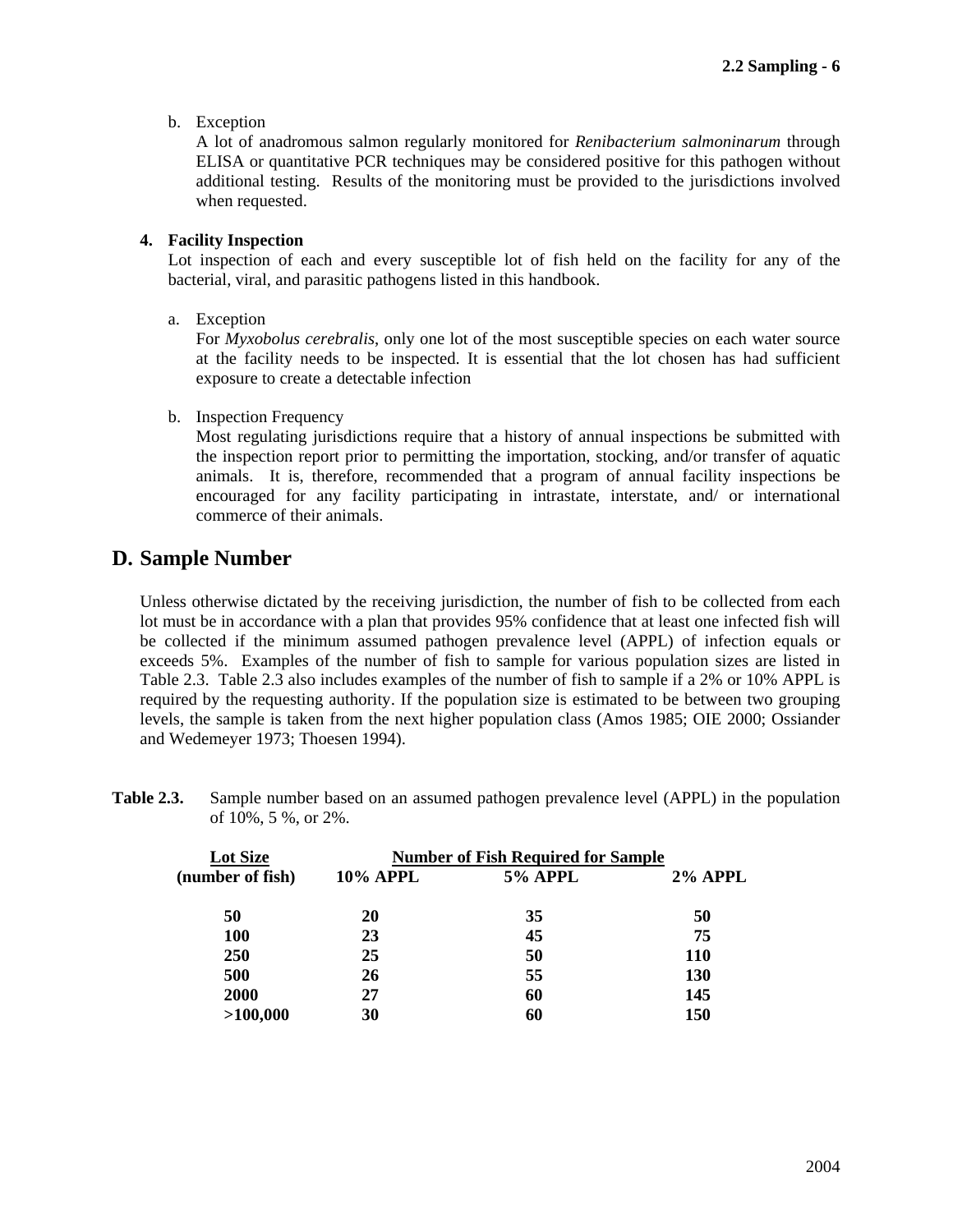b. Exception

   A lot of anadromous salmon regularly monitored for *Renibacterium salmoninarum* through ELISA or quantitative PCR techniques may be considered positive for this pathogen without additional testing. Results of the monitoring must be provided to the jurisdictions involved when requested.

**4. Facility Inspection**

Lot inspection of each and every susceptible lot of fish held on the facility for any of the bacterial, viral, and parasitic pathogens listed in this handbook.

a. Exception

   For *Myxobolus cerebralis*, only one lot of the most susceptible species on each water source at the facility needs to be inspected. It is essential that the lot chosen has had sufficient exposure to create a detectable infection

b. Inspection Frequency

   Most regulating jurisdictions require that a history of annual inspections be submitted with the inspection report prior to permitting the importation, stocking, and/or transfer of aquatic animals. It is, therefore, recommended that a program of annual facility inspections be encouraged for any facility participating in intrastate, interstate, and/ or international commerce of their animals.

## D. Sample Number

Unless otherwise dictated by the receiving jurisdiction, the number of fish to be collected from each lot must be in accordance with a plan that provides 95% confidence that at least one infected fish will be collected if the minimum assumed pathogen prevalence level (APPL) of infection equals or exceeds 5%. Examples of the number of fish to sample for various population sizes are listed in Table 2.3. Table 2.3 also includes examples of the number of fish to sample if a 2% or 10% APPL is required by the requesting authority. If the population size is estimated to be between two grouping levels, the sample is taken from the next higher population class (Amos 1985; OIE 2000; Ossiander and Wedemeyer 1973; Thoesen 1994).

**Table 2.3.** Sample number based on an assumed pathogen prevalence level (APPL) in the population of 10%, 5 %, or 2%.

| Lot Size (number of fish) | Number of Fish Required for Sample | | |
|---|---|---|---|
| | 10% APPL | 5% APPL | 2% APPL |
| 50 | 20 | 35 | 50 |
| 100 | 23 | 45 | 75 |
| 250 | 25 | 50 | 110 |
| 500 | 26 | 55 | 130 |
| 2000 | 27 | 60 | 145 |
| >100,000 | 30 | 60 | 150 |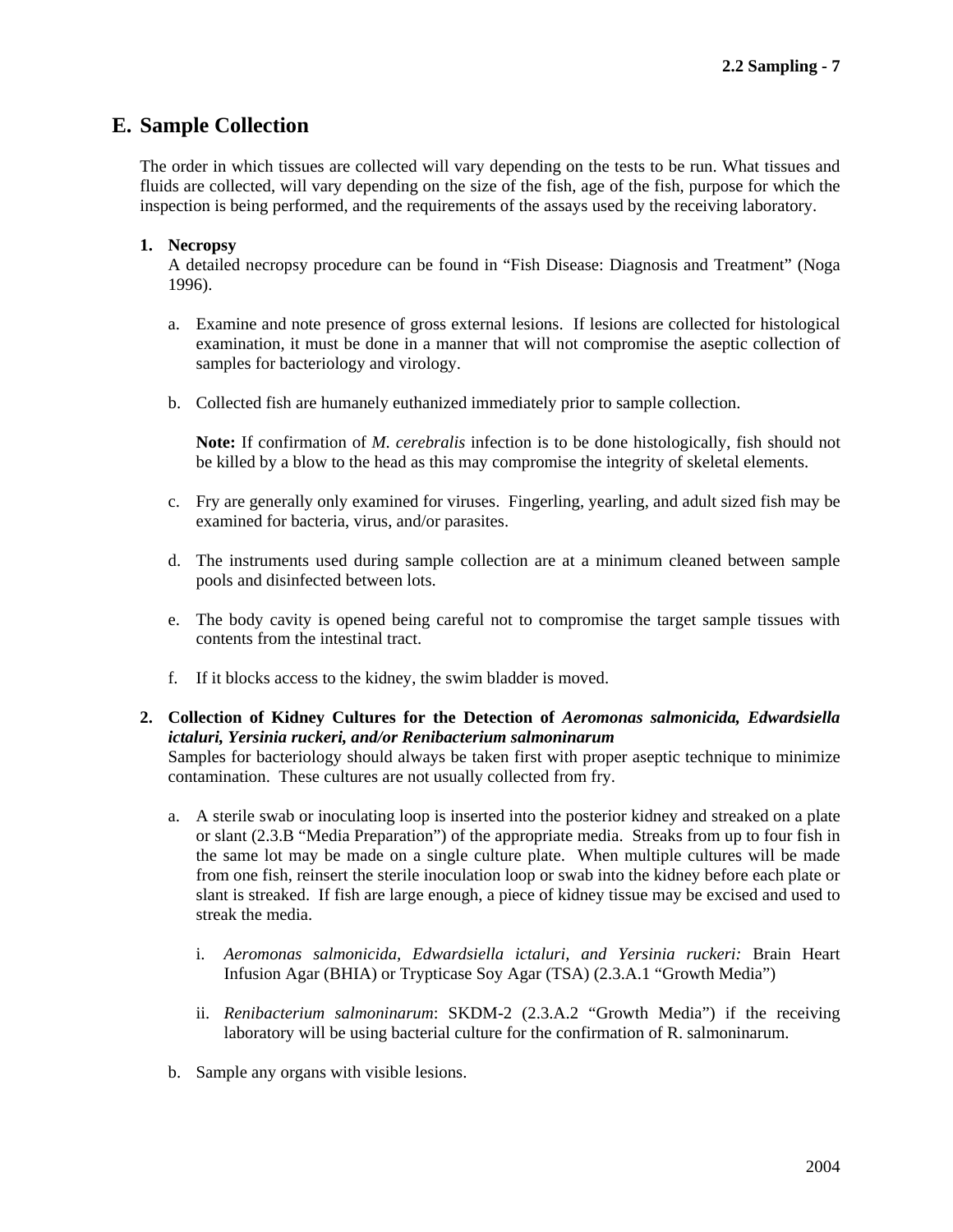## E. Sample Collection

The order in which tissues are collected will vary depending on the tests to be run. What tissues and fluids are collected, will vary depending on the size of the fish, age of the fish, purpose for which the inspection is being performed, and the requirements of the assays used by the receiving laboratory.

1. **Necropsy**
   A detailed necropsy procedure can be found in "Fish Disease: Diagnosis and Treatment" (Noga 1996).

   a. Examine and note presence of gross external lesions. If lesions are collected for histological examination, it must be done in a manner that will not compromise the aseptic collection of samples for bacteriology and virology.

   b. Collected fish are humanely euthanized immediately prior to sample collection.

      **Note:** If confirmation of *M. cerebralis* infection is to be done histologically, fish should not be killed by a blow to the head as this may compromise the integrity of skeletal elements.

   c. Fry are generally only examined for viruses. Fingerling, yearling, and adult sized fish may be examined for bacteria, virus, and/or parasites.

   d. The instruments used during sample collection are at a minimum cleaned between sample pools and disinfected between lots.

   e. The body cavity is opened being careful not to compromise the target sample tissues with contents from the intestinal tract.

   f. If it blocks access to the kidney, the swim bladder is moved.

2. **Collection of Kidney Cultures for the Detection of *Aeromonas salmonicida, Edwardsiella ictaluri, Yersinia ruckeri, and/or Renibacterium salmoninarum***
   Samples for bacteriology should always be taken first with proper aseptic technique to minimize contamination. These cultures are not usually collected from fry.

   a. A sterile swab or inoculating loop is inserted into the posterior kidney and streaked on a plate or slant (2.3.B "Media Preparation") of the appropriate media. Streaks from up to four fish in the same lot may be made on a single culture plate. When multiple cultures will be made from one fish, reinsert the sterile inoculation loop or swab into the kidney before each plate or slant is streaked. If fish are large enough, a piece of kidney tissue may be excised and used to streak the media.

      i. *Aeromonas salmonicida, Edwardsiella ictaluri, and Yersinia ruckeri:* Brain Heart Infusion Agar (BHIA) or Trypticase Soy Agar (TSA) (2.3.A.1 "Growth Media")

      ii. *Renibacterium salmoninarum*: SKDM-2 (2.3.A.2 "Growth Media") if the receiving laboratory will be using bacterial culture for the confirmation of R. salmoninarum.

   b. Sample any organs with visible lesions.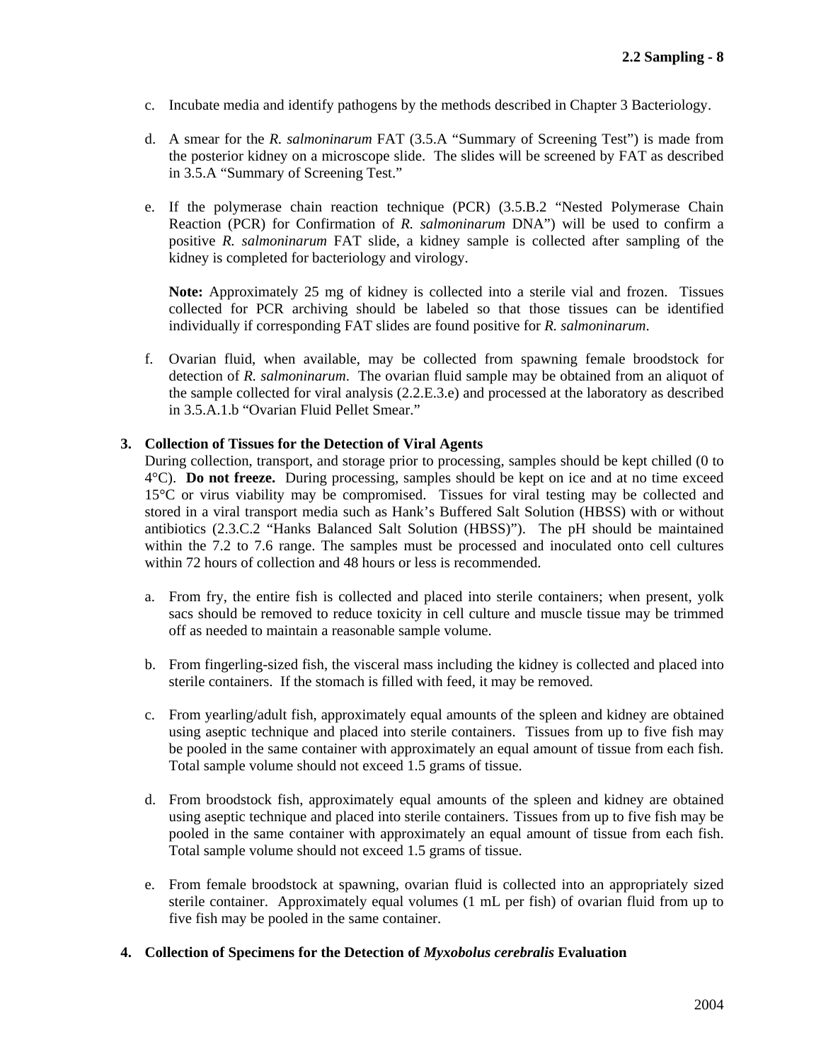c. Incubate media and identify pathogens by the methods described in Chapter 3 Bacteriology.

d. A smear for the *R. salmoninarum* FAT (3.5.A "Summary of Screening Test") is made from the posterior kidney on a microscope slide. The slides will be screened by FAT as described in 3.5.A "Summary of Screening Test."

e. If the polymerase chain reaction technique (PCR) (3.5.B.2 "Nested Polymerase Chain Reaction (PCR) for Confirmation of *R. salmoninarum* DNA") will be used to confirm a positive *R. salmoninarum* FAT slide, a kidney sample is collected after sampling of the kidney is completed for bacteriology and virology.

   **Note:** Approximately 25 mg of kidney is collected into a sterile vial and frozen. Tissues collected for PCR archiving should be labeled so that those tissues can be identified individually if corresponding FAT slides are found positive for *R. salmoninarum*.

f. Ovarian fluid, when available, may be collected from spawning female broodstock for detection of *R. salmoninarum*. The ovarian fluid sample may be obtained from an aliquot of the sample collected for viral analysis (2.2.E.3.e) and processed at the laboratory as described in 3.5.A.1.b "Ovarian Fluid Pellet Smear."

**3. Collection of Tissues for the Detection of Viral Agents**

During collection, transport, and storage prior to processing, samples should be kept chilled (0 to 4°C). **Do not freeze.** During processing, samples should be kept on ice and at no time exceed 15°C or virus viability may be compromised. Tissues for viral testing may be collected and stored in a viral transport media such as Hank's Buffered Salt Solution (HBSS) with or without antibiotics (2.3.C.2 "Hanks Balanced Salt Solution (HBSS)"). The pH should be maintained within the 7.2 to 7.6 range. The samples must be processed and inoculated onto cell cultures within 72 hours of collection and 48 hours or less is recommended.

a. From fry, the entire fish is collected and placed into sterile containers; when present, yolk sacs should be removed to reduce toxicity in cell culture and muscle tissue may be trimmed off as needed to maintain a reasonable sample volume.

b. From fingerling-sized fish, the visceral mass including the kidney is collected and placed into sterile containers. If the stomach is filled with feed, it may be removed.

c. From yearling/adult fish, approximately equal amounts of the spleen and kidney are obtained using aseptic technique and placed into sterile containers. Tissues from up to five fish may be pooled in the same container with approximately an equal amount of tissue from each fish. Total sample volume should not exceed 1.5 grams of tissue.

d. From broodstock fish, approximately equal amounts of the spleen and kidney are obtained using aseptic technique and placed into sterile containers. Tissues from up to five fish may be pooled in the same container with approximately an equal amount of tissue from each fish. Total sample volume should not exceed 1.5 grams of tissue.

e. From female broodstock at spawning, ovarian fluid is collected into an appropriately sized sterile container. Approximately equal volumes (1 mL per fish) of ovarian fluid from up to five fish may be pooled in the same container.

**4. Collection of Specimens for the Detection of *Myxobolus cerebralis* Evaluation**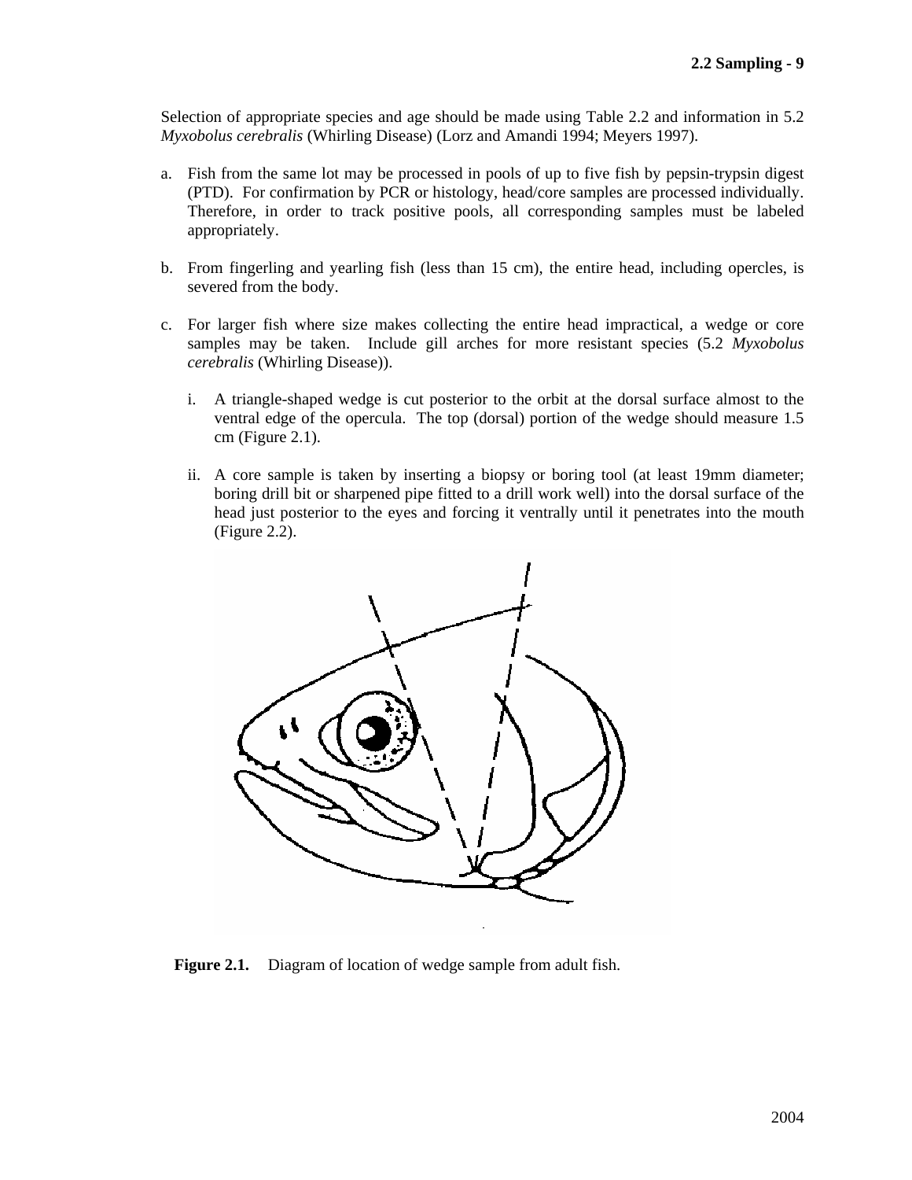Selection of appropriate species and age should be made using Table 2.2 and information in 5.2 *Myxobolus cerebralis* (Whirling Disease) (Lorz and Amandi 1994; Meyers 1997).

a. Fish from the same lot may be processed in pools of up to five fish by pepsin-trypsin digest (PTD). For confirmation by PCR or histology, head/core samples are processed individually. Therefore, in order to track positive pools, all corresponding samples must be labeled appropriately.

b. From fingerling and yearling fish (less than 15 cm), the entire head, including opercles, is severed from the body.

c. For larger fish where size makes collecting the entire head impractical, a wedge or core samples may be taken. Include gill arches for more resistant species (5.2 *Myxobolus cerebralis* (Whirling Disease)).

   i. A triangle-shaped wedge is cut posterior to the orbit at the dorsal surface almost to the ventral edge of the opercula. The top (dorsal) portion of the wedge should measure 1.5 cm (Figure 2.1).

   ii. A core sample is taken by inserting a biopsy or boring tool (at least 19mm diameter; boring drill bit or sharpened pipe fitted to a drill work well) into the dorsal surface of the head just posterior to the eyes and forcing it ventrally until it penetrates into the mouth (Figure 2.2).

**Figure 2.1.** Diagram of location of wedge sample from adult fish.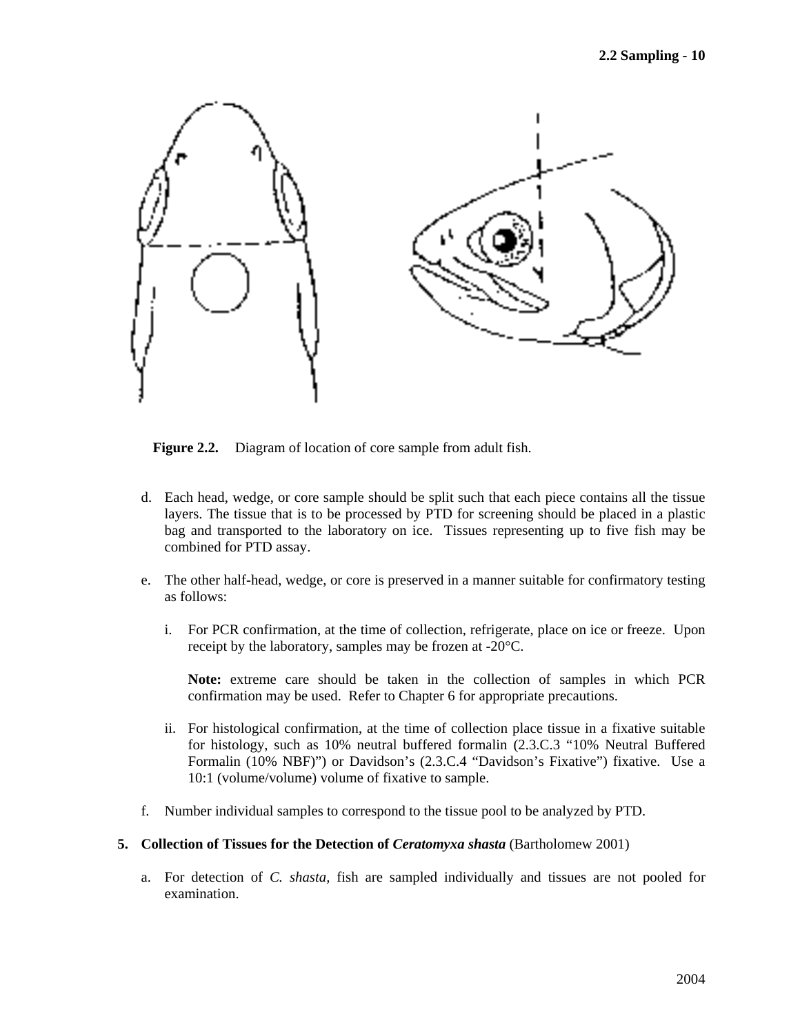**Figure 2.2.** Diagram of location of core sample from adult fish.

d. Each head, wedge, or core sample should be split such that each piece contains all the tissue layers. The tissue that is to be processed by PTD for screening should be placed in a plastic bag and transported to the laboratory on ice. Tissues representing up to five fish may be combined for PTD assay.

e. The other half-head, wedge, or core is preserved in a manner suitable for confirmatory testing as follows:

   i. For PCR confirmation, at the time of collection, refrigerate, place on ice or freeze. Upon receipt by the laboratory, samples may be frozen at -20°C.

      **Note:** extreme care should be taken in the collection of samples in which PCR confirmation may be used. Refer to Chapter 6 for appropriate precautions.

   ii. For histological confirmation, at the time of collection place tissue in a fixative suitable for histology, such as 10% neutral buffered formalin (2.3.C.3 "10% Neutral Buffered Formalin (10% NBF)") or Davidson's (2.3.C.4 "Davidson's Fixative") fixative. Use a 10:1 (volume/volume) volume of fixative to sample.

f. Number individual samples to correspond to the tissue pool to be analyzed by PTD.

**5. Collection of Tissues for the Detection of *Ceratomyxa shasta*** (Bartholomew 2001)

a. For detection of *C. shasta*, fish are sampled individually and tissues are not pooled for examination.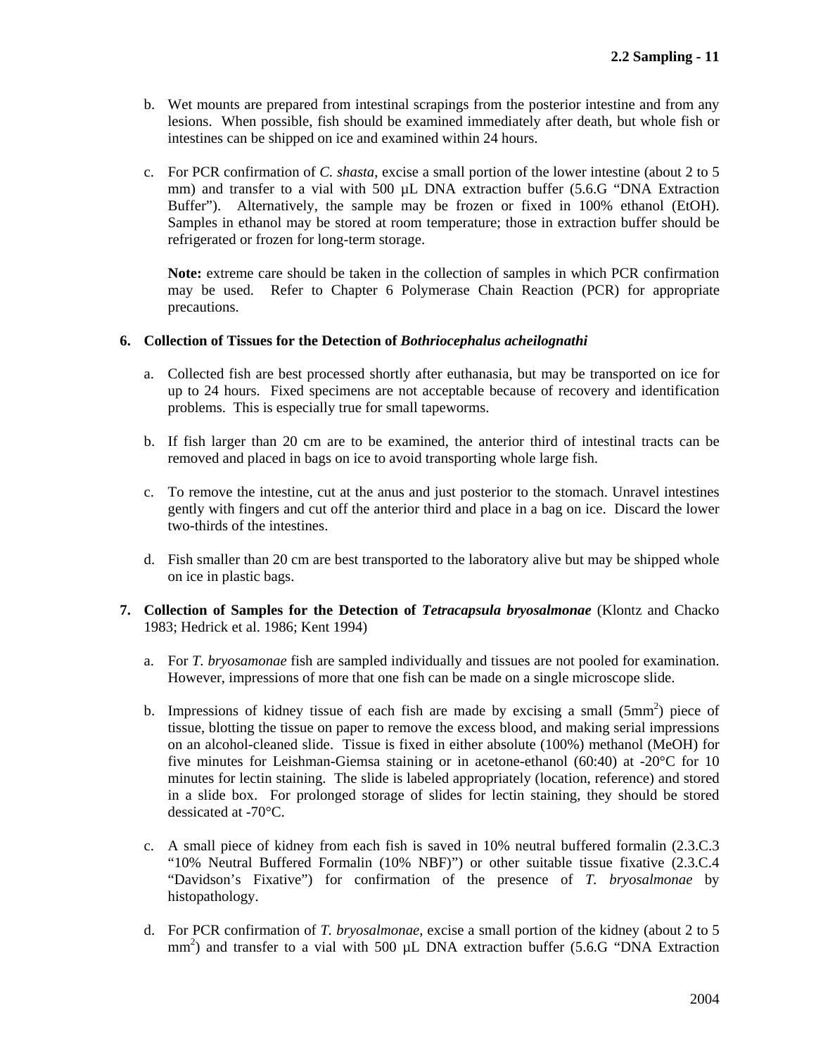b. Wet mounts are prepared from intestinal scrapings from the posterior intestine and from any lesions. When possible, fish should be examined immediately after death, but whole fish or intestines can be shipped on ice and examined within 24 hours.

c. For PCR confirmation of *C. shasta*, excise a small portion of the lower intestine (about 2 to 5 mm) and transfer to a vial with 500 µL DNA extraction buffer (5.6.G "DNA Extraction Buffer"). Alternatively, the sample may be frozen or fixed in 100% ethanol (EtOH). Samples in ethanol may be stored at room temperature; those in extraction buffer should be refrigerated or frozen for long-term storage.

   **Note:** extreme care should be taken in the collection of samples in which PCR confirmation may be used. Refer to Chapter 6 Polymerase Chain Reaction (PCR) for appropriate precautions.

**6. Collection of Tissues for the Detection of *Bothriocephalus acheilognathi***

a. Collected fish are best processed shortly after euthanasia, but may be transported on ice for up to 24 hours. Fixed specimens are not acceptable because of recovery and identification problems. This is especially true for small tapeworms.

b. If fish larger than 20 cm are to be examined, the anterior third of intestinal tracts can be removed and placed in bags on ice to avoid transporting whole large fish.

c. To remove the intestine, cut at the anus and just posterior to the stomach. Unravel intestines gently with fingers and cut off the anterior third and place in a bag on ice. Discard the lower two-thirds of the intestines.

d. Fish smaller than 20 cm are best transported to the laboratory alive but may be shipped whole on ice in plastic bags.

**7. Collection of Samples for the Detection of *Tetracapsula bryosalmonae*** (Klontz and Chacko 1983; Hedrick et al. 1986; Kent 1994)

a. For *T. bryosamonae* fish are sampled individually and tissues are not pooled for examination. However, impressions of more that one fish can be made on a single microscope slide.

b. Impressions of kidney tissue of each fish are made by excising a small (5mm$^2$) piece of tissue, blotting the tissue on paper to remove the excess blood, and making serial impressions on an alcohol-cleaned slide. Tissue is fixed in either absolute (100%) methanol (MeOH) for five minutes for Leishman-Giemsa staining or in acetone-ethanol (60:40) at -20°C for 10 minutes for lectin staining. The slide is labeled appropriately (location, reference) and stored in a slide box. For prolonged storage of slides for lectin staining, they should be stored dessicated at -70°C.

c. A small piece of kidney from each fish is saved in 10% neutral buffered formalin (2.3.C.3 "10% Neutral Buffered Formalin (10% NBF)") or other suitable tissue fixative (2.3.C.4 "Davidson's Fixative") for confirmation of the presence of *T. bryosalmonae* by histopathology.

d. For PCR confirmation of *T. bryosalmonae*, excise a small portion of the kidney (about 2 to 5 mm$^2$) and transfer to a vial with 500 µL DNA extraction buffer (5.6.G "DNA Extraction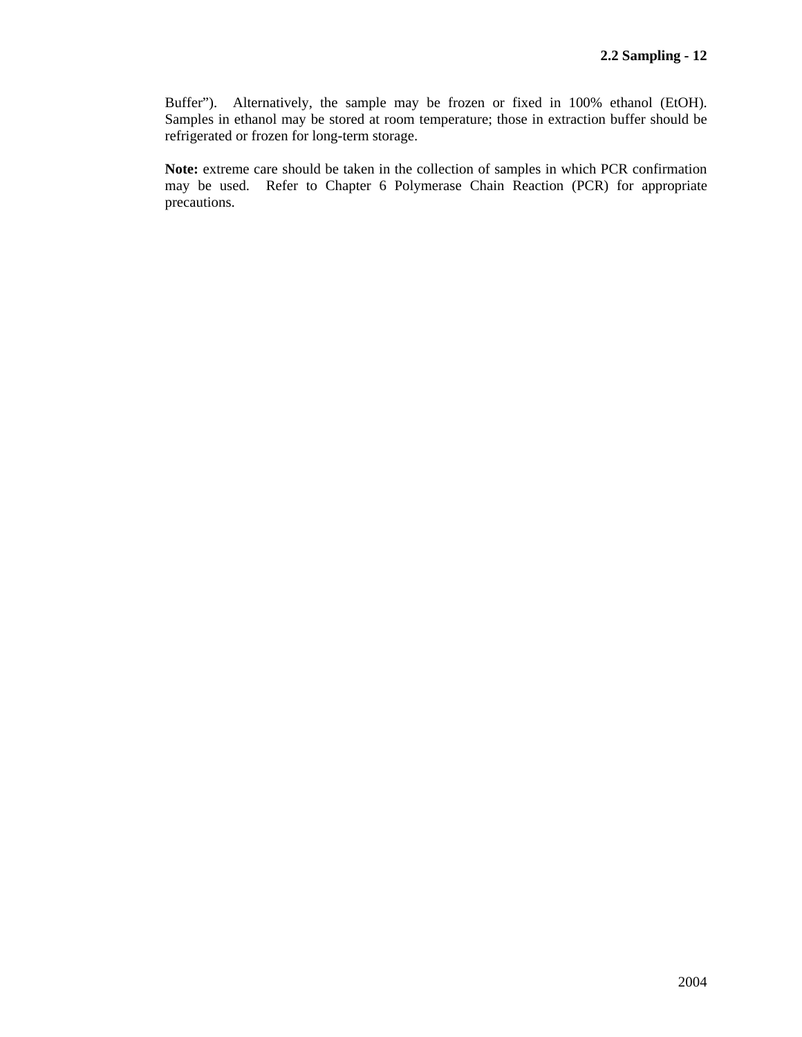Buffer"). Alternatively, the sample may be frozen or fixed in 100% ethanol (EtOH). Samples in ethanol may be stored at room temperature; those in extraction buffer should be refrigerated or frozen for long-term storage.

**Note:** extreme care should be taken in the collection of samples in which PCR confirmation may be used. Refer to Chapter 6 Polymerase Chain Reaction (PCR) for appropriate precautions.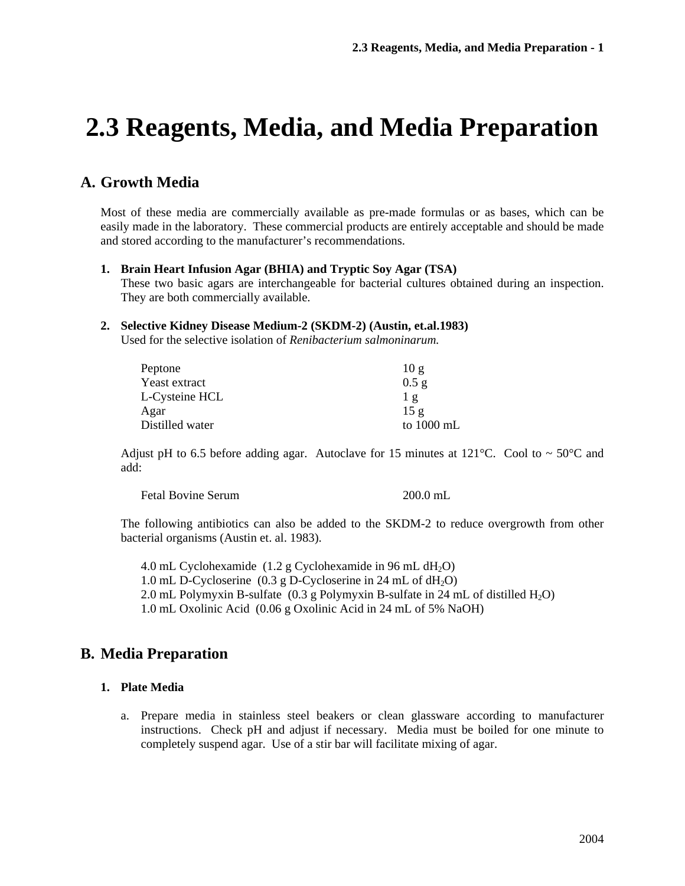# 2.3 Reagents, Media, and Media Preparation

## A. Growth Media

Most of these media are commercially available as pre-made formulas or as bases, which can be easily made in the laboratory. These commercial products are entirely acceptable and should be made and stored according to the manufacturer's recommendations.

1. **Brain Heart Infusion Agar (BHIA) and Tryptic Soy Agar (TSA)**
   These two basic agars are interchangeable for bacterial cultures obtained during an inspection. They are both commercially available.

2. **Selective Kidney Disease Medium-2 (SKDM-2) (Austin, et.al.1983)**
   Used for the selective isolation of *Renibacterium salmoninarum.*

| | |
|---|---|
| Peptone | 10 g |
| Yeast extract | 0.5 g |
| L-Cysteine HCL | 1 g |
| Agar | 15 g |
| Distilled water | to 1000 mL |

Adjust pH to 6.5 before adding agar. Autoclave for 15 minutes at 121°C. Cool to ~ 50°C and add:

| | |
|---|---|
| Fetal Bovine Serum | 200.0 mL |

The following antibiotics can also be added to the SKDM-2 to reduce overgrowth from other bacterial organisms (Austin et. al. 1983).

4.0 mL Cyclohexamide (1.2 g Cyclohexamide in 96 mL $dH_2O$)
1.0 mL D-Cycloserine (0.3 g D-Cycloserine in 24 mL of $dH_2O$)
2.0 mL Polymyxin B-sulfate (0.3 g Polymyxin B-sulfate in 24 mL of distilled $H_2O$)
1.0 mL Oxolinic Acid (0.06 g Oxolinic Acid in 24 mL of 5% NaOH)

## B. Media Preparation

1. **Plate Media**

   a. Prepare media in stainless steel beakers or clean glassware according to manufacturer instructions. Check pH and adjust if necessary. Media must be boiled for one minute to completely suspend agar. Use of a stir bar will facilitate mixing of agar.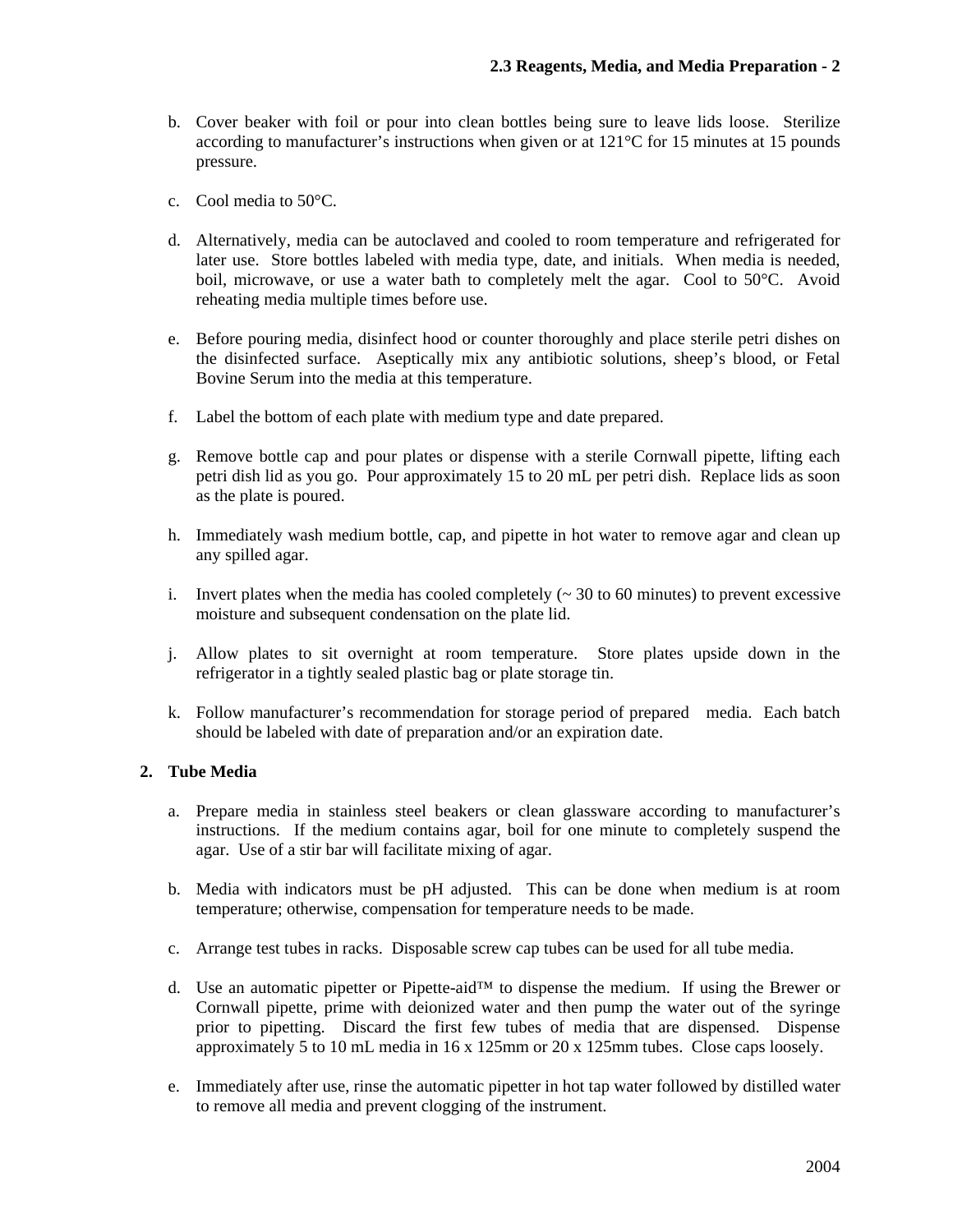b. Cover beaker with foil or pour into clean bottles being sure to leave lids loose. Sterilize according to manufacturer's instructions when given or at 121°C for 15 minutes at 15 pounds pressure.

c. Cool media to 50°C.

d. Alternatively, media can be autoclaved and cooled to room temperature and refrigerated for later use. Store bottles labeled with media type, date, and initials. When media is needed, boil, microwave, or use a water bath to completely melt the agar. Cool to 50°C. Avoid reheating media multiple times before use.

e. Before pouring media, disinfect hood or counter thoroughly and place sterile petri dishes on the disinfected surface. Aseptically mix any antibiotic solutions, sheep's blood, or Fetal Bovine Serum into the media at this temperature.

f. Label the bottom of each plate with medium type and date prepared.

g. Remove bottle cap and pour plates or dispense with a sterile Cornwall pipette, lifting each petri dish lid as you go. Pour approximately 15 to 20 mL per petri dish. Replace lids as soon as the plate is poured.

h. Immediately wash medium bottle, cap, and pipette in hot water to remove agar and clean up any spilled agar.

i. Invert plates when the media has cooled completely (~ 30 to 60 minutes) to prevent excessive moisture and subsequent condensation on the plate lid.

j. Allow plates to sit overnight at room temperature. Store plates upside down in the refrigerator in a tightly sealed plastic bag or plate storage tin.

k. Follow manufacturer's recommendation for storage period of prepared media. Each batch should be labeled with date of preparation and/or an expiration date.

**2. Tube Media**

a. Prepare media in stainless steel beakers or clean glassware according to manufacturer's instructions. If the medium contains agar, boil for one minute to completely suspend the agar. Use of a stir bar will facilitate mixing of agar.

b. Media with indicators must be pH adjusted. This can be done when medium is at room temperature; otherwise, compensation for temperature needs to be made.

c. Arrange test tubes in racks. Disposable screw cap tubes can be used for all tube media.

d. Use an automatic pipetter or Pipette-aid™ to dispense the medium. If using the Brewer or Cornwall pipette, prime with deionized water and then pump the water out of the syringe prior to pipetting. Discard the first few tubes of media that are dispensed. Dispense approximately 5 to 10 mL media in 16 x 125mm or 20 x 125mm tubes. Close caps loosely.

e. Immediately after use, rinse the automatic pipetter in hot tap water followed by distilled water to remove all media and prevent clogging of the instrument.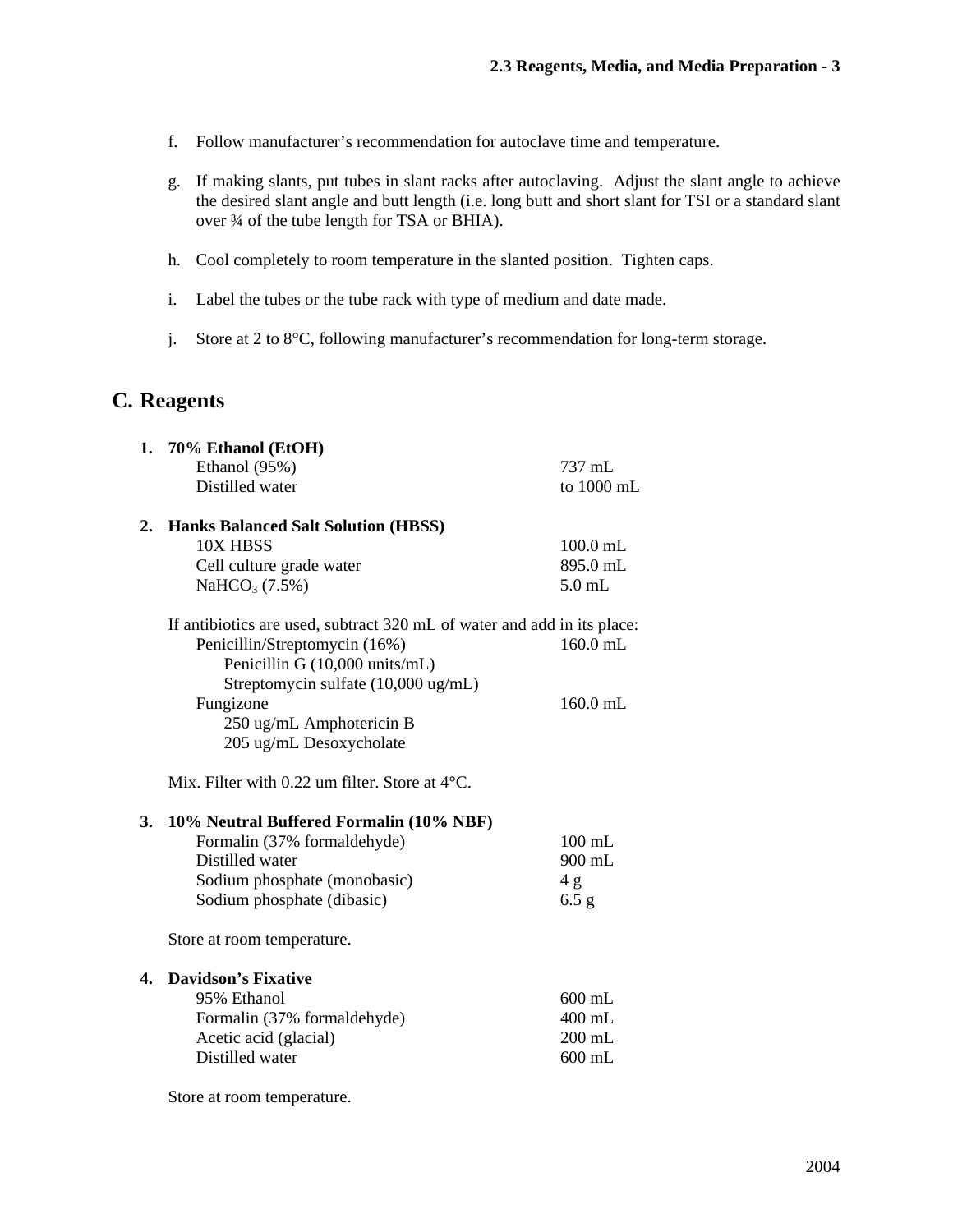f. Follow manufacturer's recommendation for autoclave time and temperature.

g. If making slants, put tubes in slant racks after autoclaving. Adjust the slant angle to achieve the desired slant angle and butt length (i.e. long butt and short slant for TSI or a standard slant over ¾ of the tube length for TSA or BHIA).

h. Cool completely to room temperature in the slanted position. Tighten caps.

i. Label the tubes or the tube rack with type of medium and date made.

j. Store at 2 to 8°C, following manufacturer's recommendation for long-term storage.

## C. Reagents

**1. 70% Ethanol (EtOH)**

| | |
|---|---|
| Ethanol (95%) | 737 mL |
| Distilled water | to 1000 mL |

**2. Hanks Balanced Salt Solution (HBSS)**

| | |
|---|---|
| 10X HBSS | 100.0 mL |
| Cell culture grade water | 895.0 mL |
| $NaHCO_3$ (7.5%) | 5.0 mL |

If antibiotics are used, subtract 320 mL of water and add in its place:

| | |
|---|---|
| Penicillin/Streptomycin (16%) | 160.0 mL |
| Penicillin G (10,000 units/mL) | |
| Streptomycin sulfate (10,000 ug/mL) | |
| Fungizone | 160.0 mL |
| 250 ug/mL Amphotericin B | |
| 205 ug/mL Desoxycholate | |

Mix. Filter with 0.22 um filter. Store at 4°C.

**3. 10% Neutral Buffered Formalin (10% NBF)**

| | |
|---|---|
| Formalin (37% formaldehyde) | 100 mL |
| Distilled water | 900 mL |
| Sodium phosphate (monobasic) | 4 g |
| Sodium phosphate (dibasic) | 6.5 g |

Store at room temperature.

**4. Davidson's Fixative**

| | |
|---|---|
| 95% Ethanol | 600 mL |
| Formalin (37% formaldehyde) | 400 mL |
| Acetic acid (glacial) | 200 mL |
| Distilled water | 600 mL |

Store at room temperature.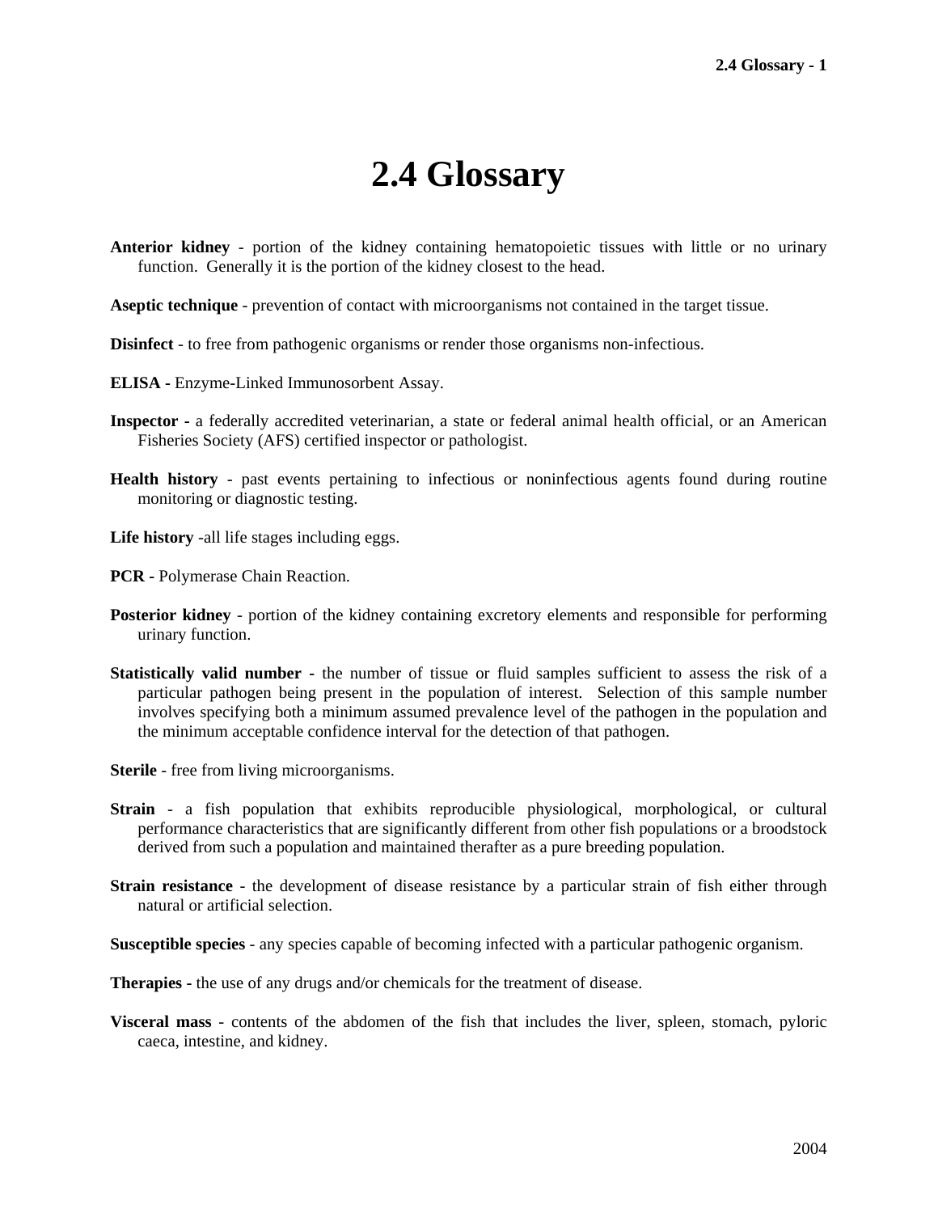# 2.4 Glossary

**Anterior kidney** - portion of the kidney containing hematopoietic tissues with little or no urinary function. Generally it is the portion of the kidney closest to the head.

**Aseptic technique** - prevention of contact with microorganisms not contained in the target tissue.

**Disinfect** - to free from pathogenic organisms or render those organisms non-infectious.

**ELISA -** Enzyme-Linked Immunosorbent Assay.

**Inspector -** a federally accredited veterinarian, a state or federal animal health official, or an American Fisheries Society (AFS) certified inspector or pathologist.

**Health history** - past events pertaining to infectious or noninfectious agents found during routine monitoring or diagnostic testing.

**Life history** -all life stages including eggs.

**PCR -** Polymerase Chain Reaction.

**Posterior kidney** - portion of the kidney containing excretory elements and responsible for performing urinary function.

**Statistically valid number -** the number of tissue or fluid samples sufficient to assess the risk of a particular pathogen being present in the population of interest. Selection of this sample number involves specifying both a minimum assumed prevalence level of the pathogen in the population and the minimum acceptable confidence interval for the detection of that pathogen.

**Sterile** - free from living microorganisms.

**Strain** - a fish population that exhibits reproducible physiological, morphological, or cultural performance characteristics that are significantly different from other fish populations or a broodstock derived from such a population and maintained therafter as a pure breeding population.

**Strain resistance** - the development of disease resistance by a particular strain of fish either through natural or artificial selection.

**Susceptible species** - any species capable of becoming infected with a particular pathogenic organism.

**Therapies -** the use of any drugs and/or chemicals for the treatment of disease.

**Visceral mass** - contents of the abdomen of the fish that includes the liver, spleen, stomach, pyloric caeca, intestine, and kidney.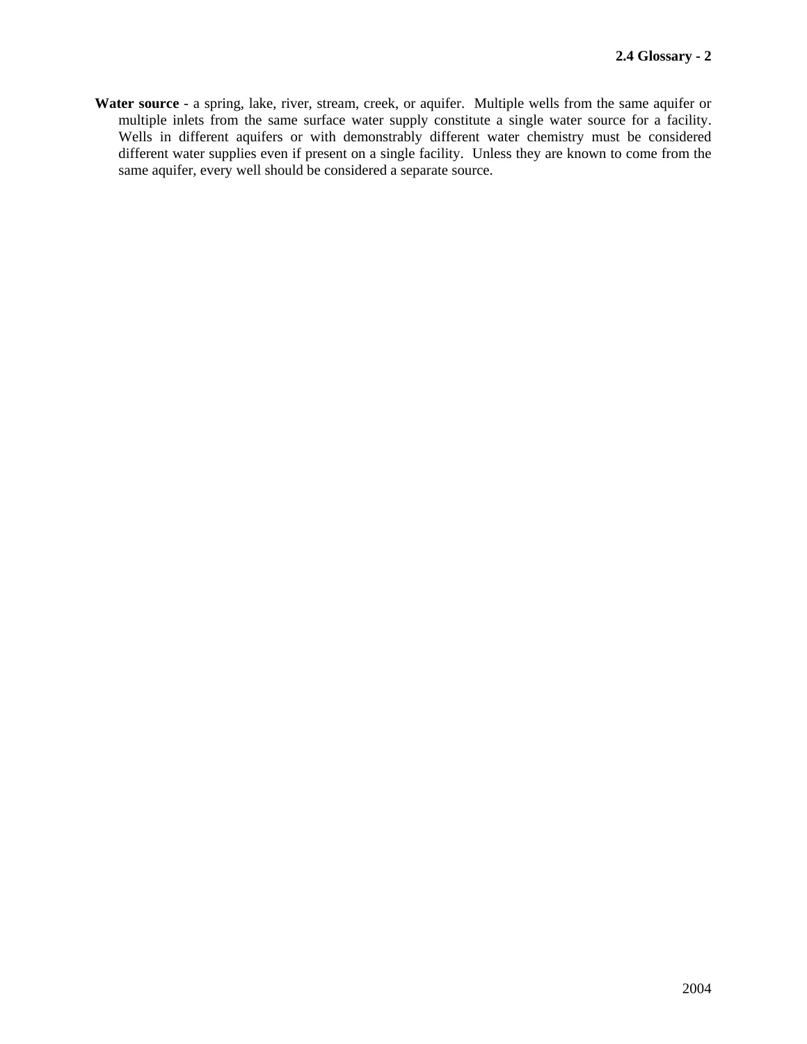**Water source** - a spring, lake, river, stream, creek, or aquifer. Multiple wells from the same aquifer or multiple inlets from the same surface water supply constitute a single water source for a facility. Wells in different aquifers or with demonstrably different water chemistry must be considered different water supplies even if present on a single facility. Unless they are known to come from the same aquifer, every well should be considered a separate source.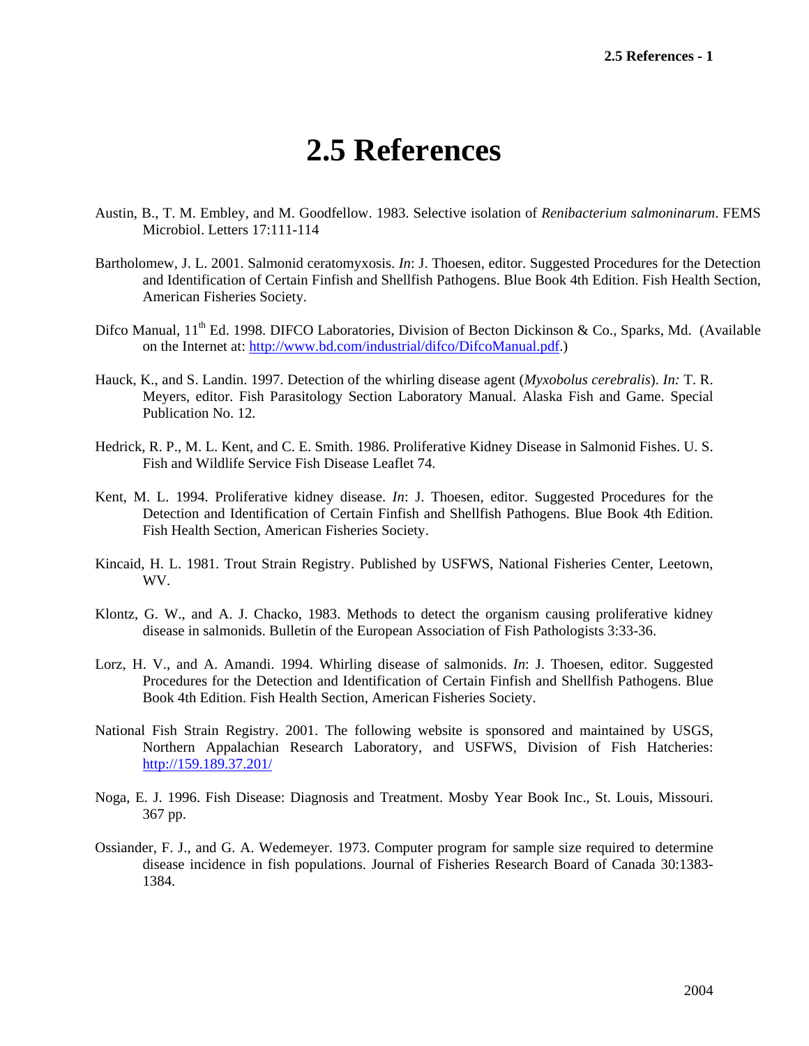# 2.5 References

Austin, B., T. M. Embley, and M. Goodfellow. 1983. Selective isolation of *Renibacterium salmoninarum*. FEMS Microbiol. Letters 17:111-114

Bartholomew, J. L. 2001. Salmonid ceratomyxosis. *In*: J. Thoesen, editor. Suggested Procedures for the Detection and Identification of Certain Finfish and Shellfish Pathogens. Blue Book 4th Edition. Fish Health Section, American Fisheries Society.

Difco Manual, 11th Ed. 1998. DIFCO Laboratories, Division of Becton Dickinson & Co., Sparks, Md. (Available on the Internet at: http://www.bd.com/industrial/difco/DifcoManual.pdf.)

Hauck, K., and S. Landin. 1997. Detection of the whirling disease agent (*Myxobolus cerebralis*). *In:* T. R. Meyers, editor. Fish Parasitology Section Laboratory Manual. Alaska Fish and Game. Special Publication No. 12.

Hedrick, R. P., M. L. Kent, and C. E. Smith. 1986. Proliferative Kidney Disease in Salmonid Fishes. U. S. Fish and Wildlife Service Fish Disease Leaflet 74.

Kent, M. L. 1994. Proliferative kidney disease. *In*: J. Thoesen, editor. Suggested Procedures for the Detection and Identification of Certain Finfish and Shellfish Pathogens. Blue Book 4th Edition. Fish Health Section, American Fisheries Society.

Kincaid, H. L. 1981. Trout Strain Registry. Published by USFWS, National Fisheries Center, Leetown, WV.

Klontz, G. W., and A. J. Chacko, 1983. Methods to detect the organism causing proliferative kidney disease in salmonids. Bulletin of the European Association of Fish Pathologists 3:33-36.

Lorz, H. V., and A. Amandi. 1994. Whirling disease of salmonids. *In*: J. Thoesen, editor. Suggested Procedures for the Detection and Identification of Certain Finfish and Shellfish Pathogens. Blue Book 4th Edition. Fish Health Section, American Fisheries Society.

National Fish Strain Registry. 2001. The following website is sponsored and maintained by USGS, Northern Appalachian Research Laboratory, and USFWS, Division of Fish Hatcheries: http://159.189.37.201/

Noga, E. J. 1996. Fish Disease: Diagnosis and Treatment. Mosby Year Book Inc., St. Louis, Missouri. 367 pp.

Ossiander, F. J., and G. A. Wedemeyer. 1973. Computer program for sample size required to determine disease incidence in fish populations. Journal of Fisheries Research Board of Canada 30:1383-1384.